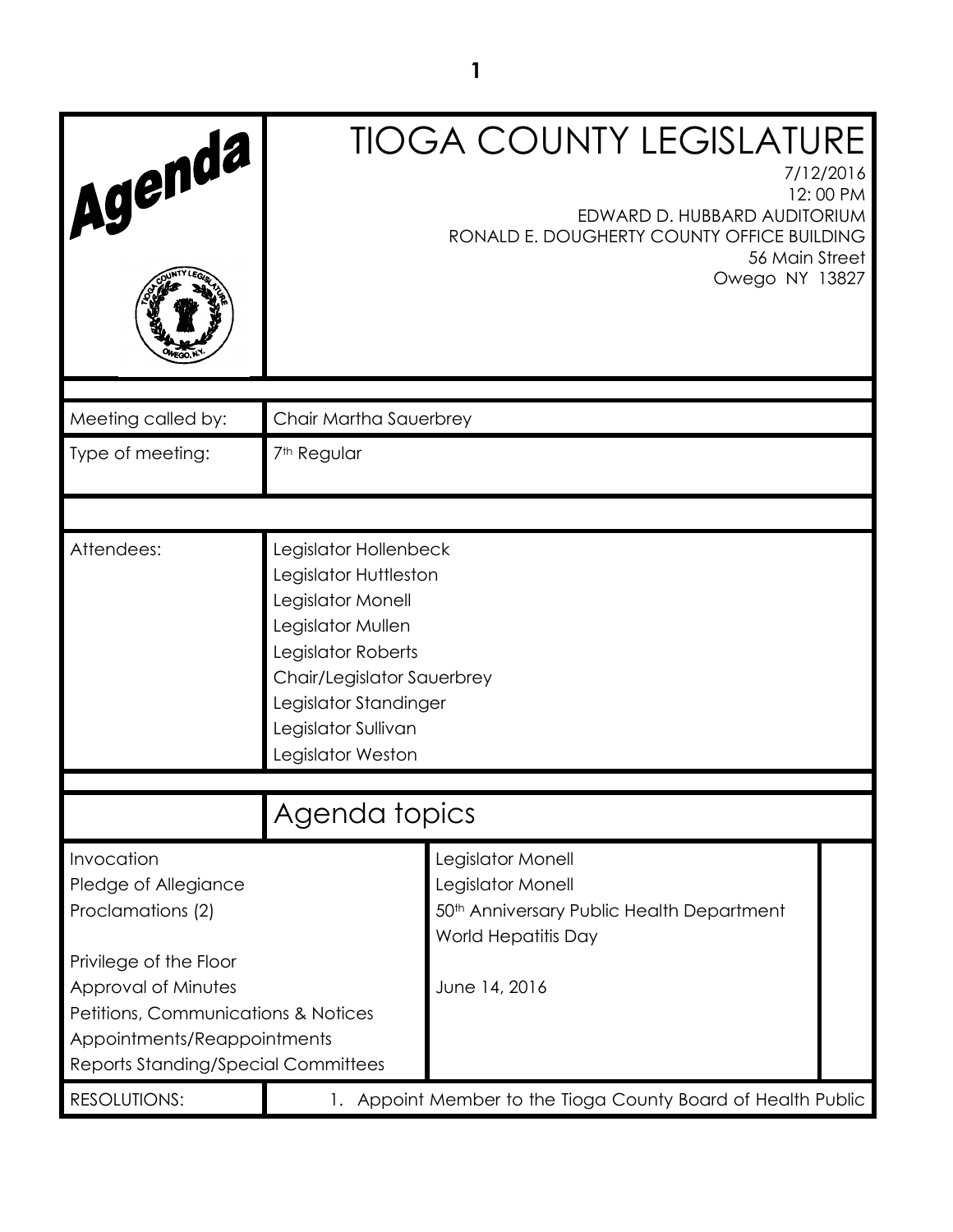# TIOGA COUNTY LEGISLATURE

7/12/2016
12: 00 PM
EDWARD D. HUBBARD AUDITORIUM
RONALD E. DOUGHERTY COUNTY OFFICE BUILDING
56 Main Street
Owego NY 13827

| | |
|---|---|
| Meeting called by: | Chair Martha Sauerbrey |
| Type of meeting: | 7th Regular |
| Attendees: | Legislator Hollenbeck<br>Legislator Huttleston<br>Legislator Monell<br>Legislator Mullen<br>Legislator Roberts<br>Chair/Legislator Sauerbrey<br>Legislator Standinger<br>Legislator Sullivan<br>Legislator Weston |

## Agenda topics

| | |
|---|---|
| Invocation | Legislator Monell |
| Pledge of Allegiance | Legislator Monell |
| Proclamations (2) | 50th Anniversary Public Health Department<br>World Hepatitis Day |
| Privilege of the Floor | |
| Approval of Minutes | June 14, 2016 |
| Petitions, Communications & Notices | |
| Appointments/Reappointments | |
| Reports Standing/Special Committees | |

RESOLUTIONS:

1. Appoint Member to the Tioga County Board of Health Public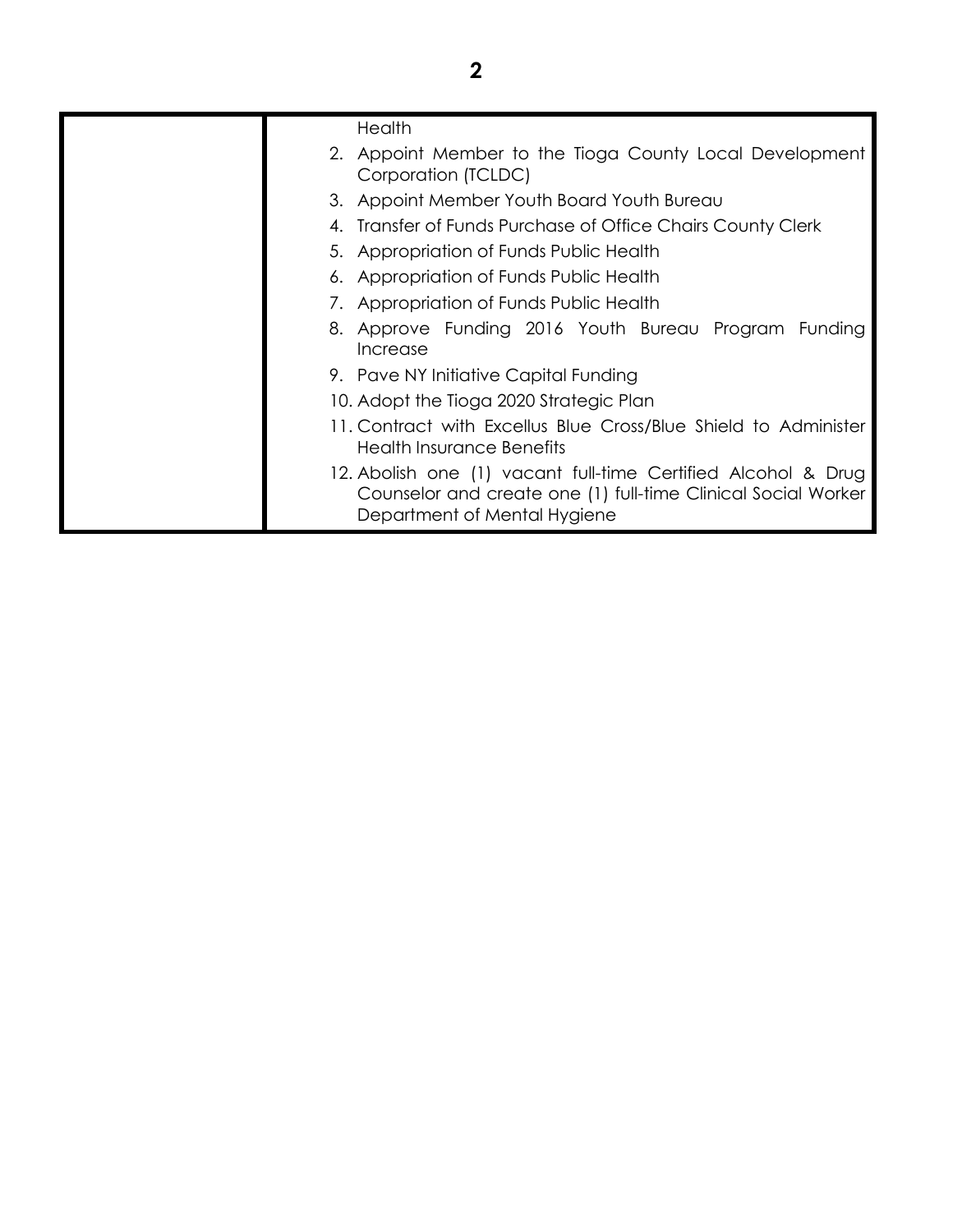| | Health<br>2. Appoint Member to the Tioga County Local Development Corporation (TCLDC)<br>3. Appoint Member Youth Board Youth Bureau<br>4. Transfer of Funds Purchase of Office Chairs County Clerk<br>5. Appropriation of Funds Public Health<br>6. Appropriation of Funds Public Health<br>7. Appropriation of Funds Public Health<br>8. Approve Funding 2016 Youth Bureau Program Funding Increase<br>9. Pave NY Initiative Capital Funding<br>10. Adopt the Tioga 2020 Strategic Plan<br>11. Contract with Excellus Blue Cross/Blue Shield to Administer Health Insurance Benefits<br>12. Abolish one (1) vacant full-time Certified Alcohol & Drug Counselor and create one (1) full-time Clinical Social Worker Department of Mental Hygiene |
|---|---|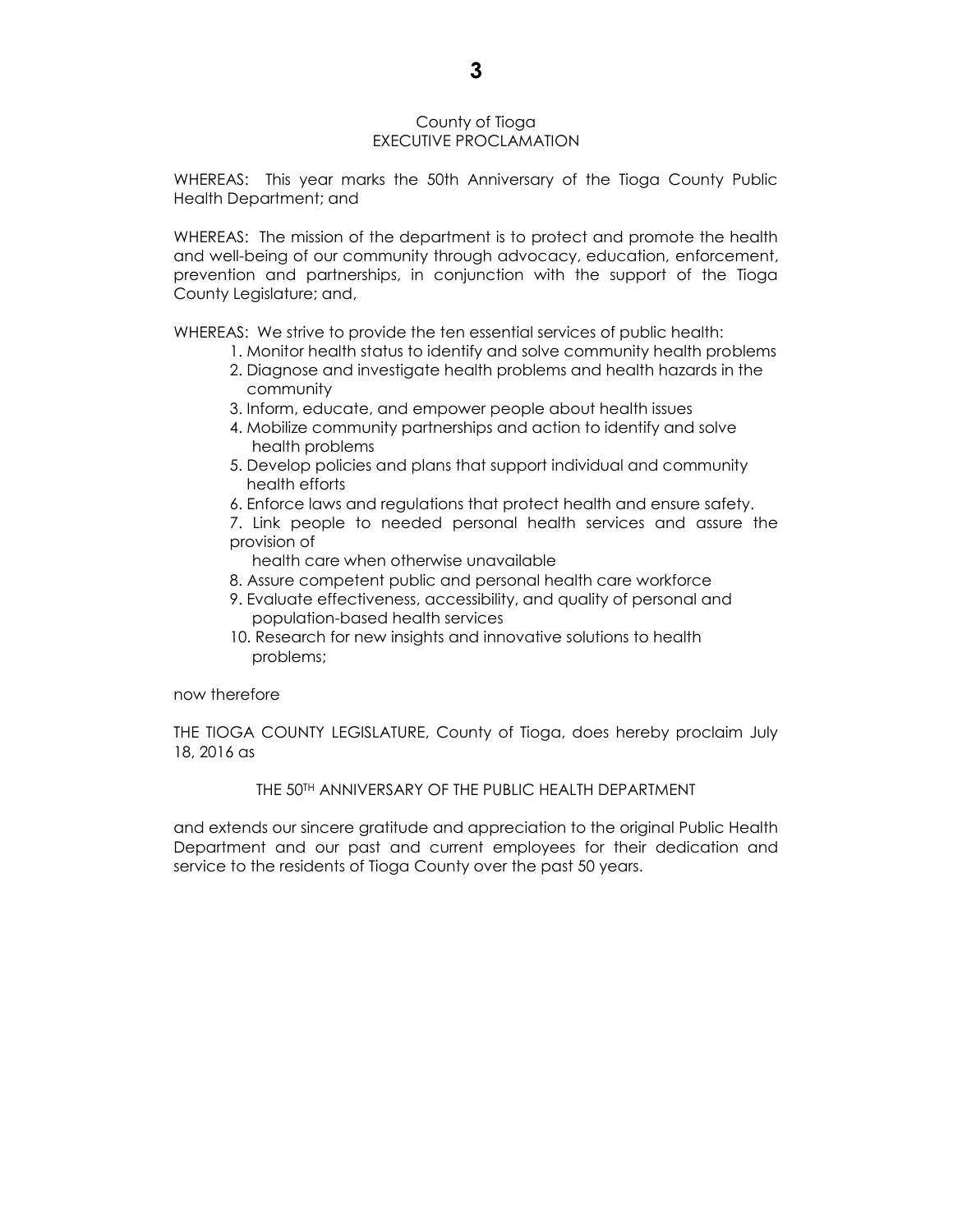County of Tioga
EXECUTIVE PROCLAMATION

WHEREAS: This year marks the 50th Anniversary of the Tioga County Public Health Department; and

WHEREAS: The mission of the department is to protect and promote the health and well-being of our community through advocacy, education, enforcement, prevention and partnerships, in conjunction with the support of the Tioga County Legislature; and,

WHEREAS: We strive to provide the ten essential services of public health:

1. Monitor health status to identify and solve community health problems
2. Diagnose and investigate health problems and health hazards in the community
3. Inform, educate, and empower people about health issues
4. Mobilize community partnerships and action to identify and solve health problems
5. Develop policies and plans that support individual and community health efforts
6. Enforce laws and regulations that protect health and ensure safety.
7. Link people to needed personal health services and assure the provision of health care when otherwise unavailable
8. Assure competent public and personal health care workforce
9. Evaluate effectiveness, accessibility, and quality of personal and population-based health services
10. Research for new insights and innovative solutions to health problems;

now therefore

THE TIOGA COUNTY LEGISLATURE, County of Tioga, does hereby proclaim July 18, 2016 as

THE 50TH ANNIVERSARY OF THE PUBLIC HEALTH DEPARTMENT

and extends our sincere gratitude and appreciation to the original Public Health Department and our past and current employees for their dedication and service to the residents of Tioga County over the past 50 years.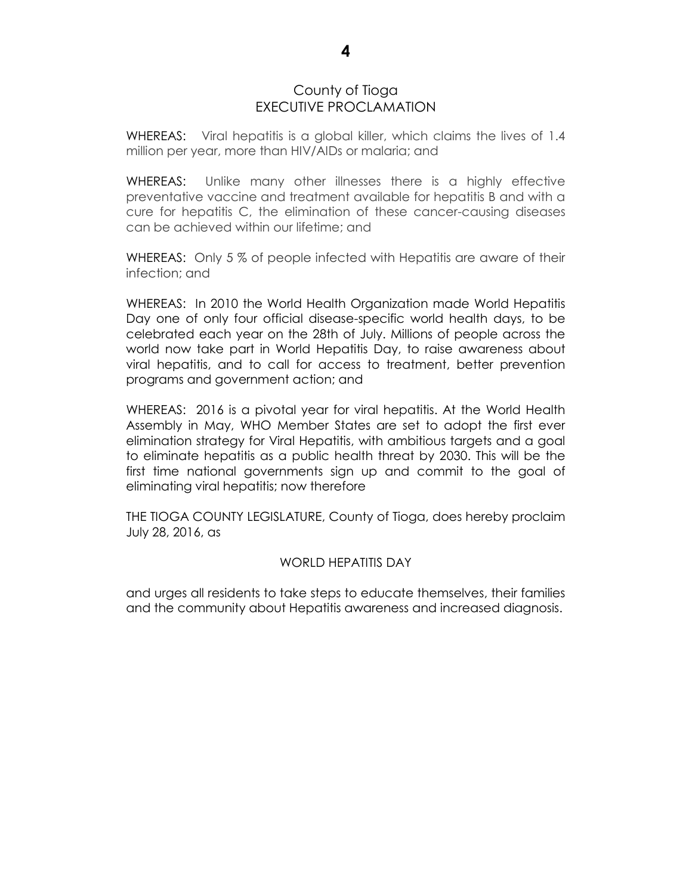County of Tioga
EXECUTIVE PROCLAMATION

WHEREAS: Viral hepatitis is a global killer, which claims the lives of 1.4 million per year, more than HIV/AIDs or malaria; and

WHEREAS: Unlike many other illnesses there is a highly effective preventative vaccine and treatment available for hepatitis B and with a cure for hepatitis C, the elimination of these cancer-causing diseases can be achieved within our lifetime; and

WHEREAS: Only 5 % of people infected with Hepatitis are aware of their infection; and

WHEREAS: In 2010 the World Health Organization made World Hepatitis Day one of only four official disease-specific world health days, to be celebrated each year on the 28th of July. Millions of people across the world now take part in World Hepatitis Day, to raise awareness about viral hepatitis, and to call for access to treatment, better prevention programs and government action; and

WHEREAS: 2016 is a pivotal year for viral hepatitis. At the World Health Assembly in May, WHO Member States are set to adopt the first ever elimination strategy for Viral Hepatitis, with ambitious targets and a goal to eliminate hepatitis as a public health threat by 2030. This will be the first time national governments sign up and commit to the goal of eliminating viral hepatitis; now therefore

THE TIOGA COUNTY LEGISLATURE, County of Tioga, does hereby proclaim July 28, 2016, as

WORLD HEPATITIS DAY

and urges all residents to take steps to educate themselves, their families and the community about Hepatitis awareness and increased diagnosis.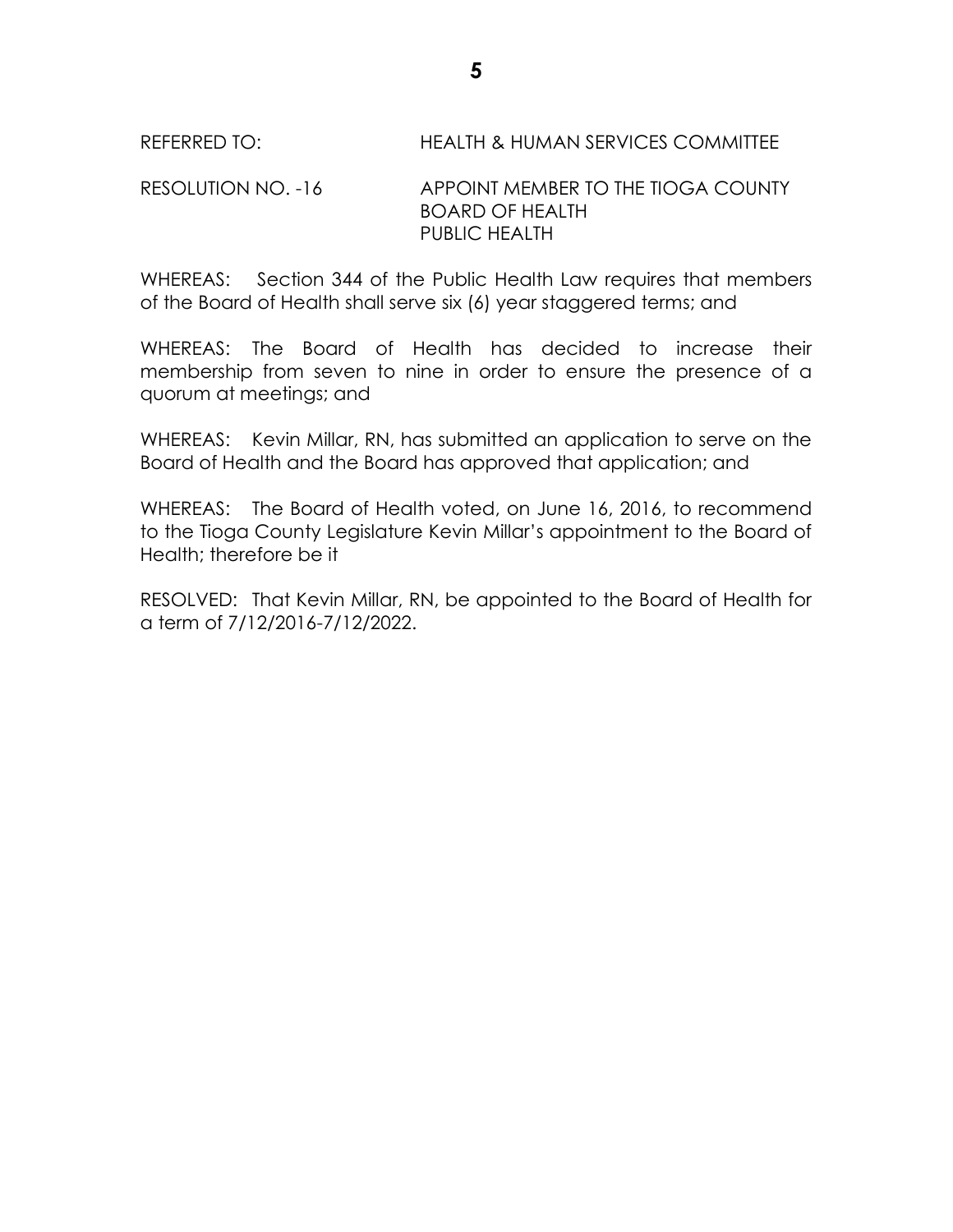REFERRED TO: HEALTH & HUMAN SERVICES COMMITTEE

RESOLUTION NO. -16 APPOINT MEMBER TO THE TIOGA COUNTY BOARD OF HEALTH PUBLIC HEALTH

WHEREAS: Section 344 of the Public Health Law requires that members of the Board of Health shall serve six (6) year staggered terms; and

WHEREAS: The Board of Health has decided to increase their membership from seven to nine in order to ensure the presence of a quorum at meetings; and

WHEREAS: Kevin Millar, RN, has submitted an application to serve on the Board of Health and the Board has approved that application; and

WHEREAS: The Board of Health voted, on June 16, 2016, to recommend to the Tioga County Legislature Kevin Millar's appointment to the Board of Health; therefore be it

RESOLVED: That Kevin Millar, RN, be appointed to the Board of Health for a term of 7/12/2016-7/12/2022.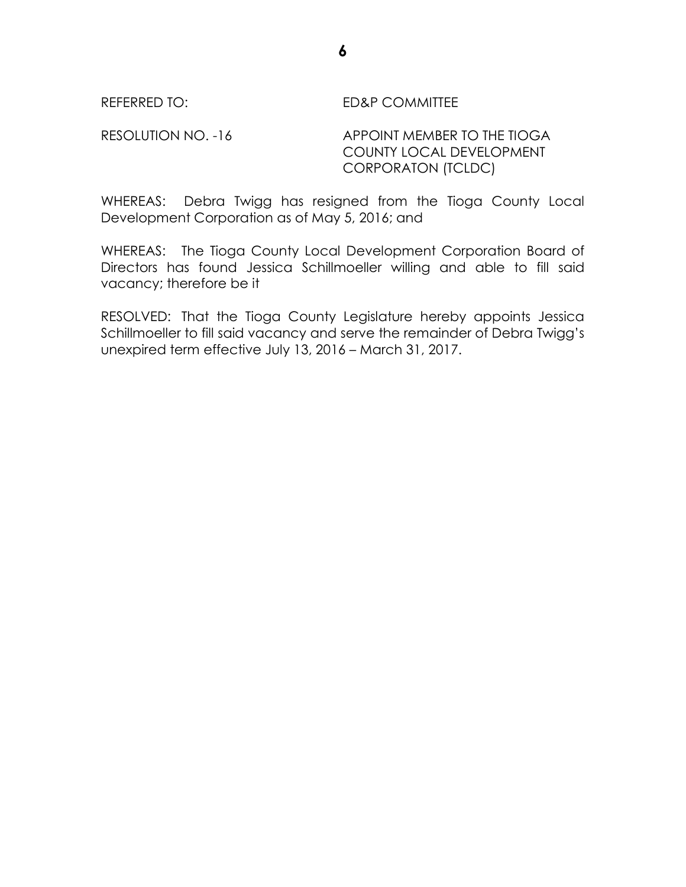REFERRED TO: ED&P COMMITTEE

RESOLUTION NO. -16 APPOINT MEMBER TO THE TIOGA COUNTY LOCAL DEVELOPMENT CORPORATON (TCLDC)

WHEREAS: Debra Twigg has resigned from the Tioga County Local Development Corporation as of May 5, 2016; and

WHEREAS: The Tioga County Local Development Corporation Board of Directors has found Jessica Schillmoeller willing and able to fill said vacancy; therefore be it

RESOLVED: That the Tioga County Legislature hereby appoints Jessica Schillmoeller to fill said vacancy and serve the remainder of Debra Twigg's unexpired term effective July 13, 2016 – March 31, 2017.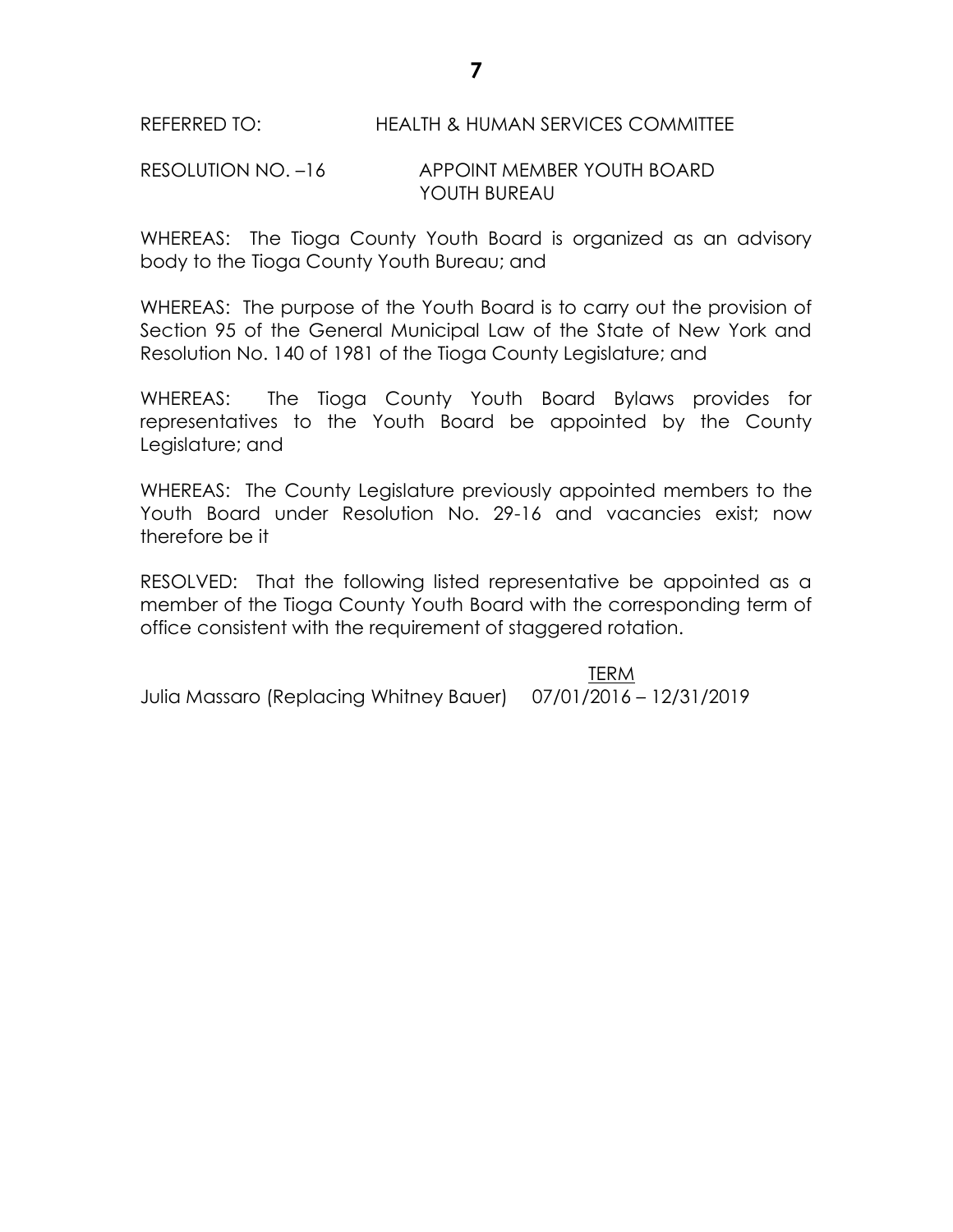REFERRED TO: HEALTH & HUMAN SERVICES COMMITTEE

RESOLUTION NO. –16 APPOINT MEMBER YOUTH BOARD YOUTH BUREAU

WHEREAS: The Tioga County Youth Board is organized as an advisory body to the Tioga County Youth Bureau; and

WHEREAS: The purpose of the Youth Board is to carry out the provision of Section 95 of the General Municipal Law of the State of New York and Resolution No. 140 of 1981 of the Tioga County Legislature; and

WHEREAS: The Tioga County Youth Board Bylaws provides for representatives to the Youth Board be appointed by the County Legislature; and

WHEREAS: The County Legislature previously appointed members to the Youth Board under Resolution No. 29-16 and vacancies exist; now therefore be it

RESOLVED: That the following listed representative be appointed as a member of the Tioga County Youth Board with the corresponding term of office consistent with the requirement of staggered rotation.

| | TERM |
|---|---|
| Julia Massaro (Replacing Whitney Bauer) | 07/01/2016 – 12/31/2019 |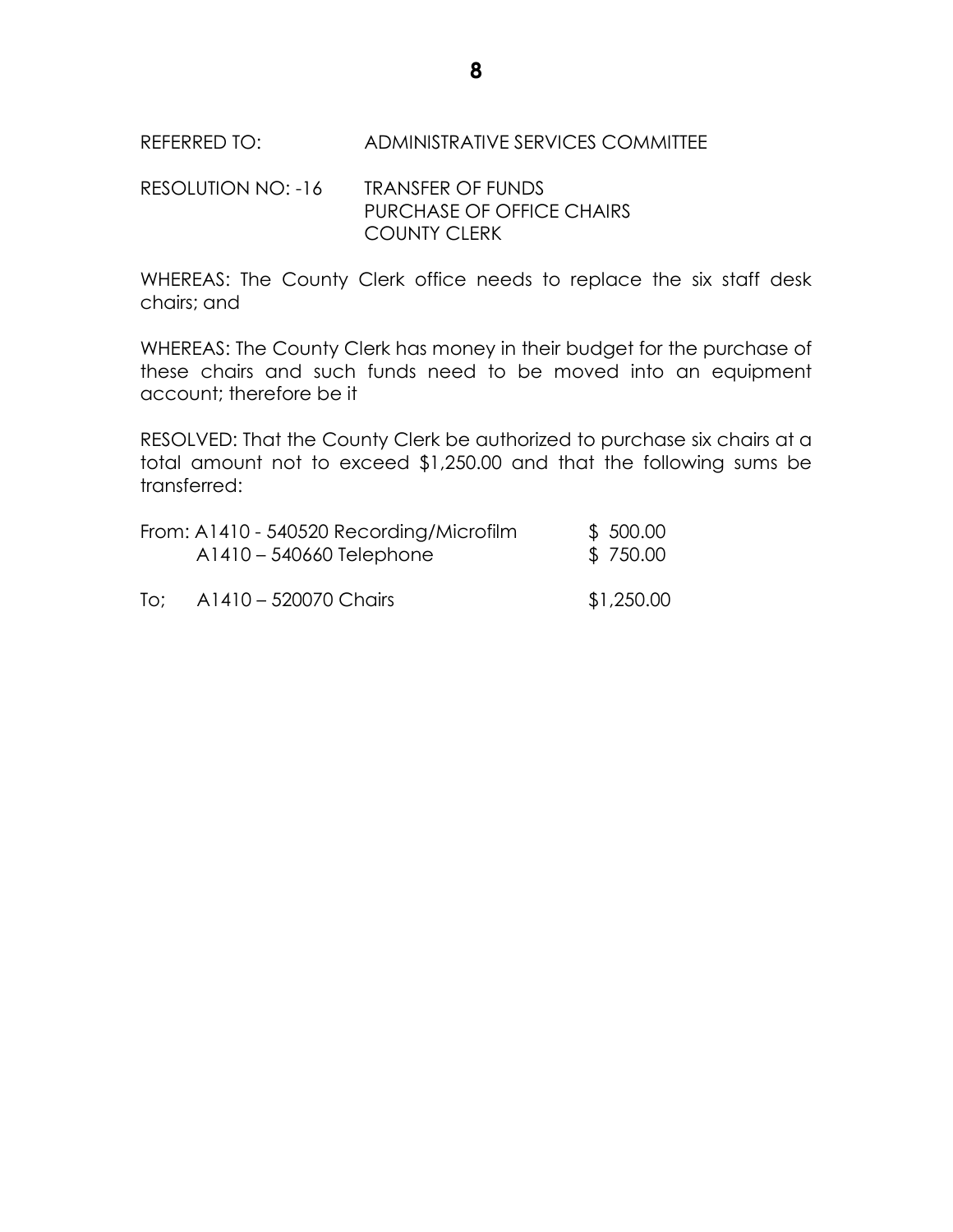REFERRED TO: ADMINISTRATIVE SERVICES COMMITTEE

RESOLUTION NO: -16 TRANSFER OF FUNDS
PURCHASE OF OFFICE CHAIRS
COUNTY CLERK

WHEREAS: The County Clerk office needs to replace the six staff desk chairs; and

WHEREAS: The County Clerk has money in their budget for the purchase of these chairs and such funds need to be moved into an equipment account; therefore be it

RESOLVED: That the County Clerk be authorized to purchase six chairs at a total amount not to exceed $1,250.00 and that the following sums be transferred:

| | | |
|---|---|---|
| From: | A1410 - 540520 Recording/Microfilm | $ 500.00 |
| | A1410 – 540660 Telephone | $ 750.00 |
| To; | A1410 – 520070 Chairs | $1,250.00 |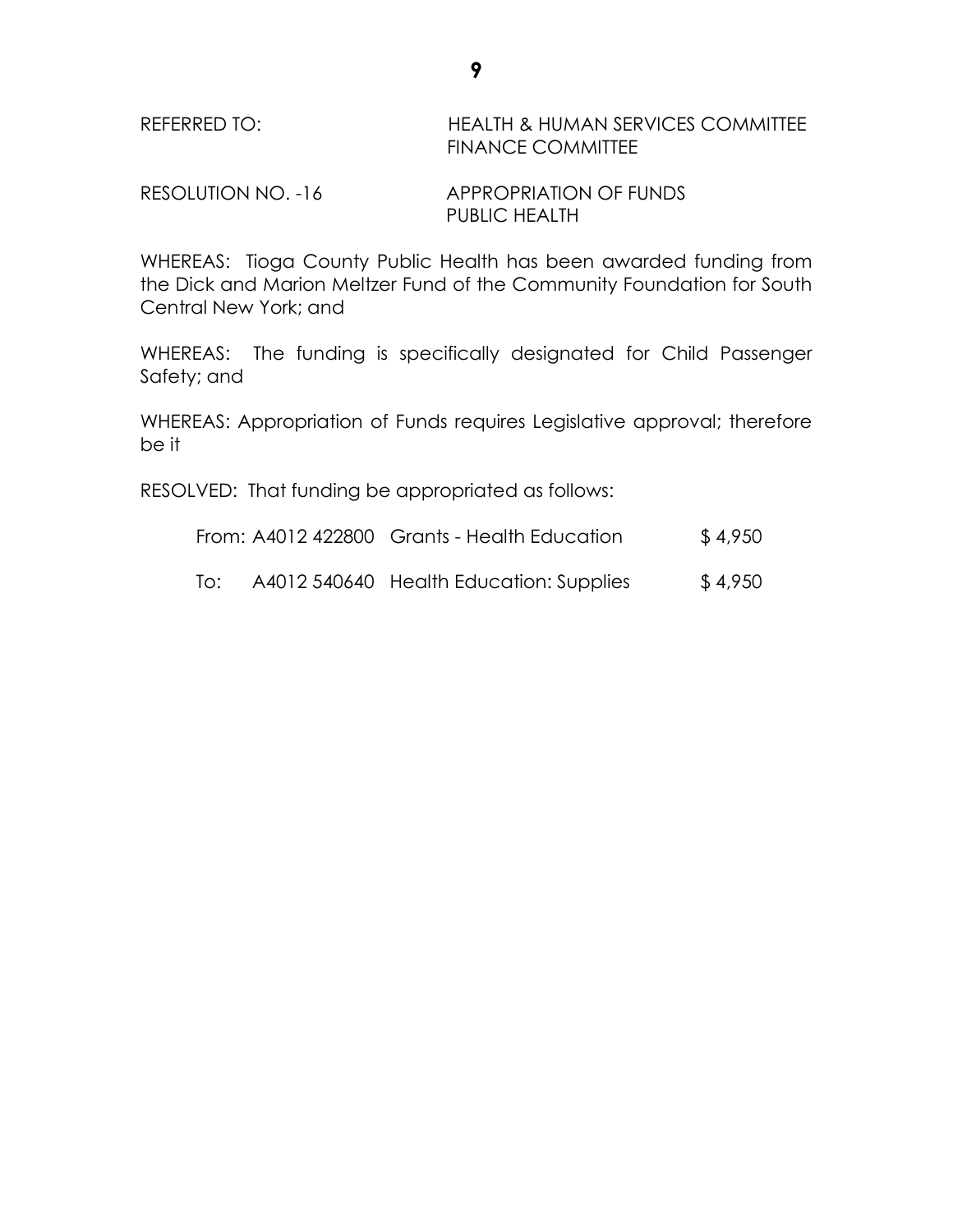REFERRED TO: HEALTH & HUMAN SERVICES COMMITTEE
FINANCE COMMITTEE

RESOLUTION NO. -16 APPROPRIATION OF FUNDS
PUBLIC HEALTH

WHEREAS: Tioga County Public Health has been awarded funding from the Dick and Marion Meltzer Fund of the Community Foundation for South Central New York; and

WHEREAS: The funding is specifically designated for Child Passenger Safety; and

WHEREAS: Appropriation of Funds requires Legislative approval; therefore be it

RESOLVED: That funding be appropriated as follows:

| | | | |
|---|---|---|---|
| From: | A4012 422800 | Grants - Health Education | $ 4,950 |
| To: | A4012 540640 | Health Education: Supplies | $ 4,950 |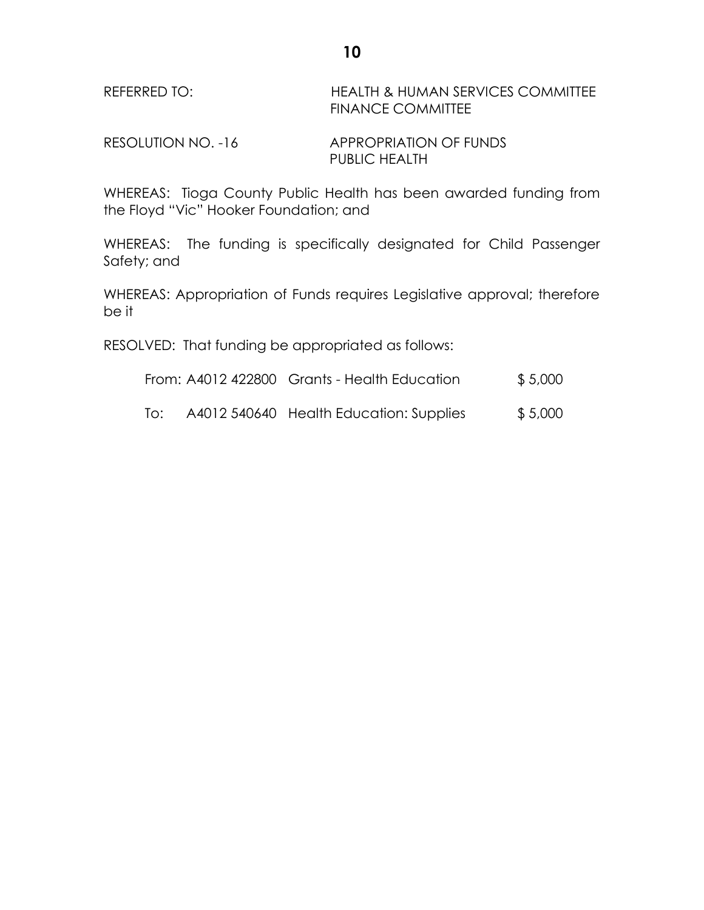REFERRED TO: HEALTH & HUMAN SERVICES COMMITTEE
FINANCE COMMITTEE

RESOLUTION NO. -16 APPROPRIATION OF FUNDS
PUBLIC HEALTH

WHEREAS: Tioga County Public Health has been awarded funding from the Floyd "Vic" Hooker Foundation; and

WHEREAS: The funding is specifically designated for Child Passenger Safety; and

WHEREAS: Appropriation of Funds requires Legislative approval; therefore be it

RESOLVED: That funding be appropriated as follows:

| | | | |
|---|---|---|---|
| From: | A4012 422800 | Grants - Health Education | $ 5,000 |
| To: | A4012 540640 | Health Education: Supplies | $ 5,000 |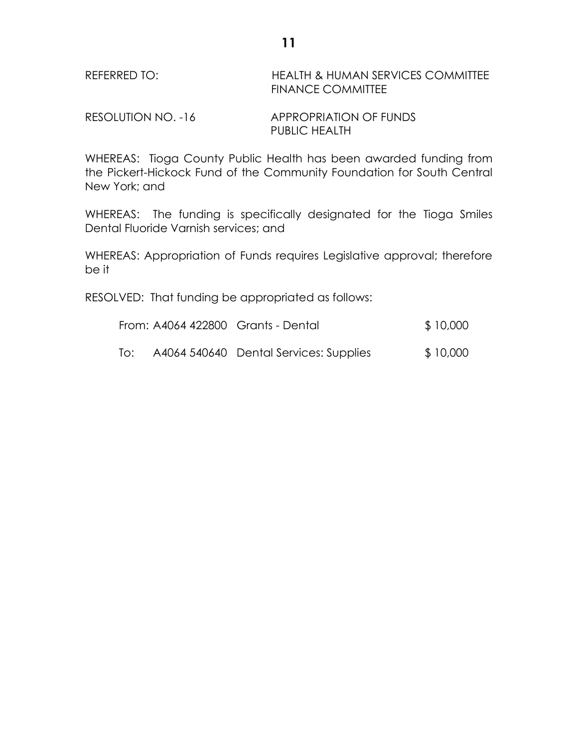REFERRED TO: HEALTH & HUMAN SERVICES COMMITTEE
FINANCE COMMITTEE

RESOLUTION NO. -16 APPROPRIATION OF FUNDS
PUBLIC HEALTH

WHEREAS: Tioga County Public Health has been awarded funding from the Pickert-Hickock Fund of the Community Foundation for South Central New York; and

WHEREAS: The funding is specifically designated for the Tioga Smiles Dental Fluoride Varnish services; and

WHEREAS: Appropriation of Funds requires Legislative approval; therefore be it

RESOLVED: That funding be appropriated as follows:

| | | | |
|---|---|---|---|
| From: | A4064 422800 | Grants - Dental | $ 10,000 |
| To: | A4064 540640 | Dental Services: Supplies | $ 10,000 |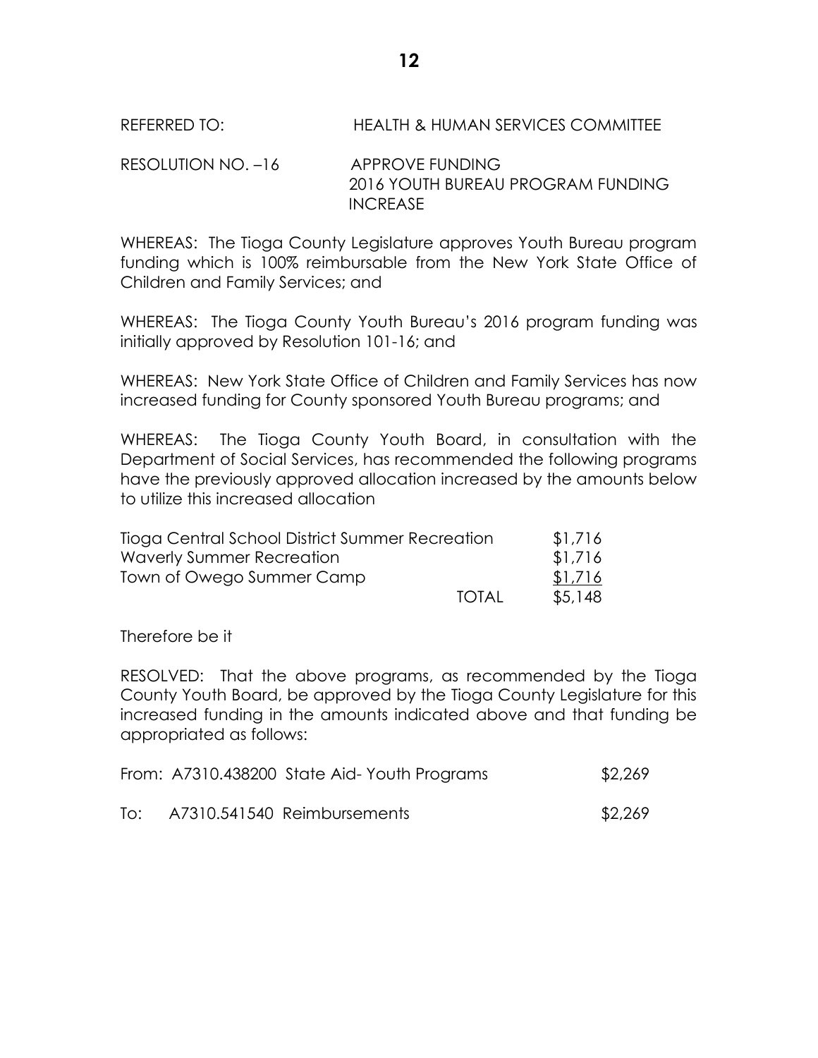REFERRED TO: HEALTH & HUMAN SERVICES COMMITTEE

RESOLUTION NO. –16 APPROVE FUNDING
2016 YOUTH BUREAU PROGRAM FUNDING INCREASE

WHEREAS: The Tioga County Legislature approves Youth Bureau program funding which is 100% reimbursable from the New York State Office of Children and Family Services; and

WHEREAS: The Tioga County Youth Bureau's 2016 program funding was initially approved by Resolution 101-16; and

WHEREAS: New York State Office of Children and Family Services has now increased funding for County sponsored Youth Bureau programs; and

WHEREAS: The Tioga County Youth Board, in consultation with the Department of Social Services, has recommended the following programs have the previously approved allocation increased by the amounts below to utilize this increased allocation

| | | |
|---|---|---|
| Tioga Central School District Summer Recreation | | $1,716 |
| Waverly Summer Recreation | | $1,716 |
| Town of Owego Summer Camp | | $1,716 |
| | TOTAL | $5,148 |

Therefore be it

RESOLVED: That the above programs, as recommended by the Tioga County Youth Board, be approved by the Tioga County Legislature for this increased funding in the amounts indicated above and that funding be appropriated as follows:

| | | |
|---|---|---|
| From: | A7310.438200 State Aid- Youth Programs | $2,269 |
| To: | A7310.541540 Reimbursements | $2,269 |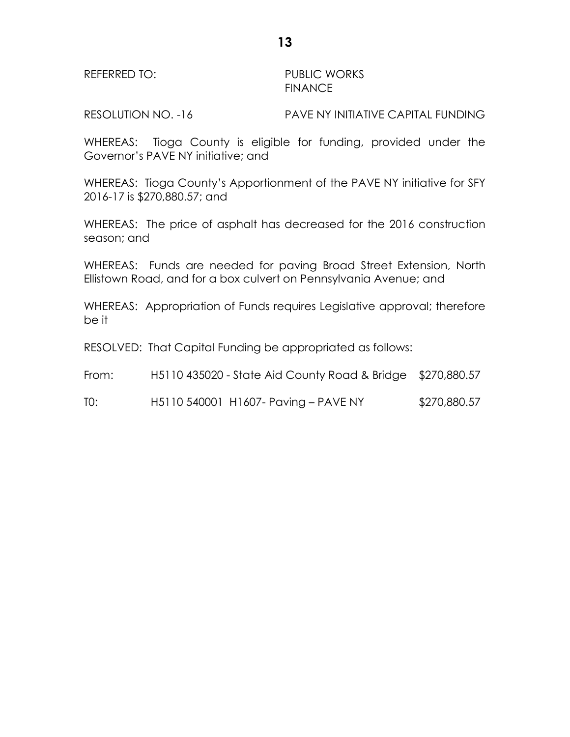REFERRED TO: PUBLIC WORKS
FINANCE

RESOLUTION NO. -16 PAVE NY INITIATIVE CAPITAL FUNDING

WHEREAS: Tioga County is eligible for funding, provided under the Governor's PAVE NY initiative; and

WHEREAS: Tioga County's Apportionment of the PAVE NY initiative for SFY 2016-17 is $270,880.57; and

WHEREAS: The price of asphalt has decreased for the 2016 construction season; and

WHEREAS: Funds are needed for paving Broad Street Extension, North Ellistown Road, and for a box culvert on Pennsylvania Avenue; and

WHEREAS: Appropriation of Funds requires Legislative approval; therefore be it

RESOLVED: That Capital Funding be appropriated as follows:

| | | |
|---|---|---|
| From: | H5110 435020 - State Aid County Road & Bridge | $270,880.57 |
| T0: | H5110 540001 H1607- Paving – PAVE NY | $270,880.57 |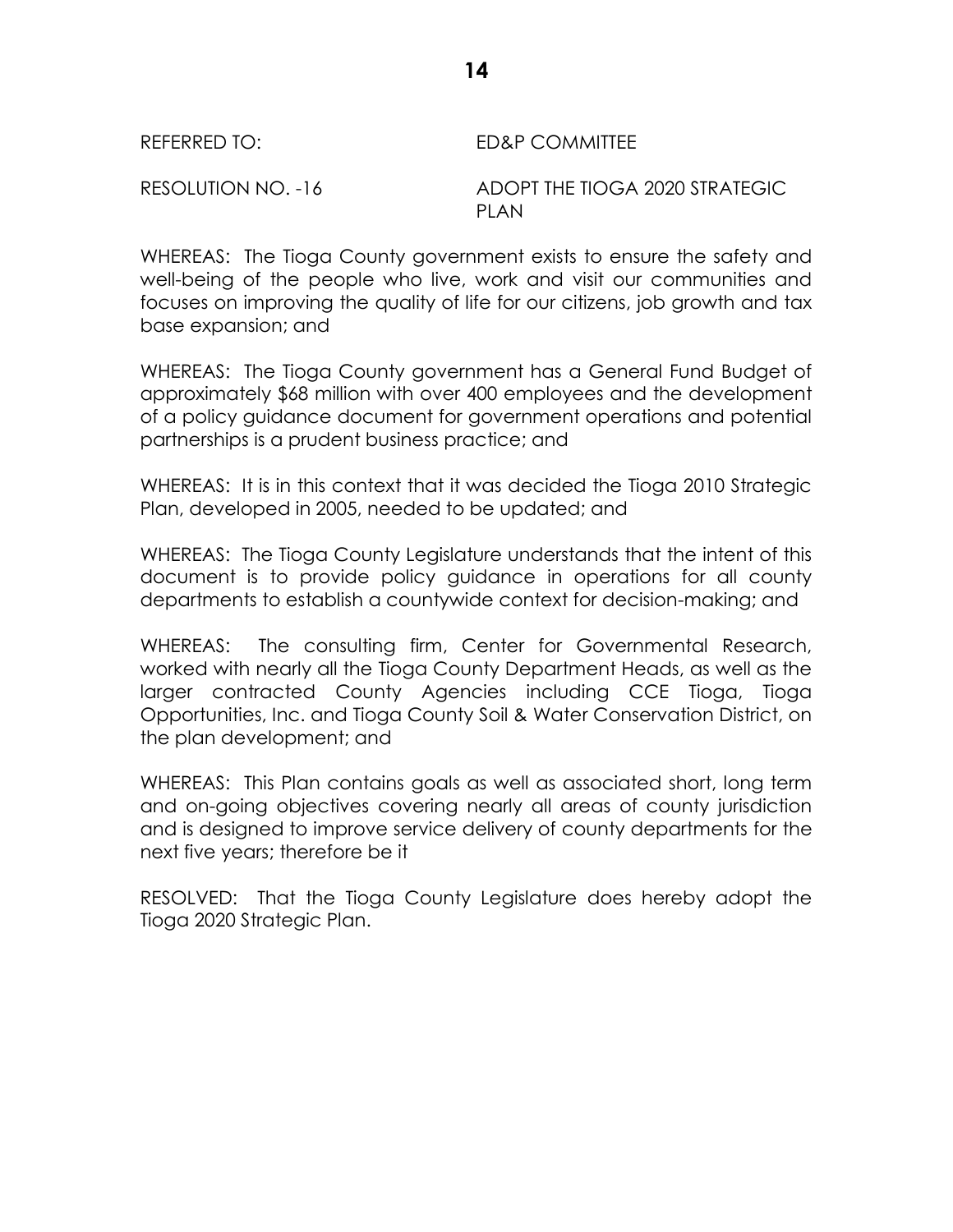REFERRED TO: ED&P COMMITTEE

RESOLUTION NO. -16 ADOPT THE TIOGA 2020 STRATEGIC PLAN

WHEREAS: The Tioga County government exists to ensure the safety and well-being of the people who live, work and visit our communities and focuses on improving the quality of life for our citizens, job growth and tax base expansion; and

WHEREAS: The Tioga County government has a General Fund Budget of approximately $68 million with over 400 employees and the development of a policy guidance document for government operations and potential partnerships is a prudent business practice; and

WHEREAS: It is in this context that it was decided the Tioga 2010 Strategic Plan, developed in 2005, needed to be updated; and

WHEREAS: The Tioga County Legislature understands that the intent of this document is to provide policy guidance in operations for all county departments to establish a countywide context for decision-making; and

WHEREAS: The consulting firm, Center for Governmental Research, worked with nearly all the Tioga County Department Heads, as well as the larger contracted County Agencies including CCE Tioga, Tioga Opportunities, Inc. and Tioga County Soil & Water Conservation District, on the plan development; and

WHEREAS: This Plan contains goals as well as associated short, long term and on-going objectives covering nearly all areas of county jurisdiction and is designed to improve service delivery of county departments for the next five years; therefore be it

RESOLVED: That the Tioga County Legislature does hereby adopt the Tioga 2020 Strategic Plan.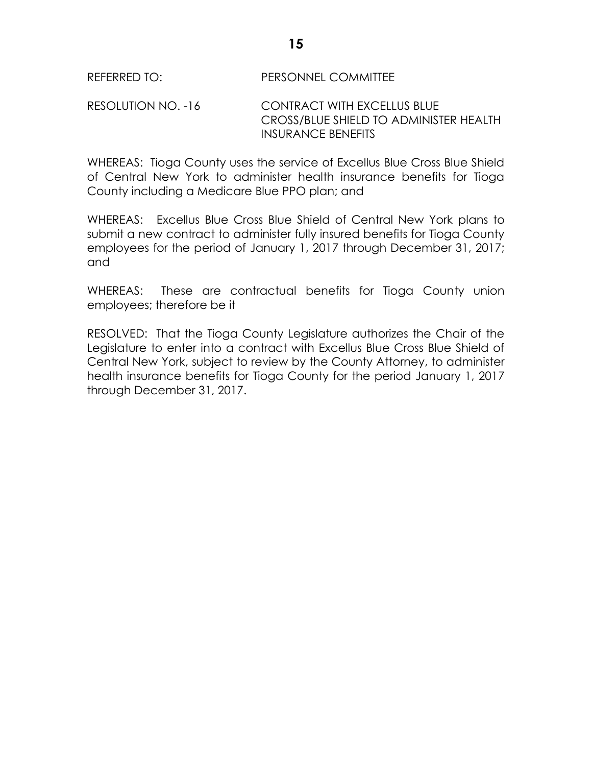REFERRED TO: PERSONNEL COMMITTEE

RESOLUTION NO. -16 CONTRACT WITH EXCELLUS BLUE CROSS/BLUE SHIELD TO ADMINISTER HEALTH INSURANCE BENEFITS

WHEREAS: Tioga County uses the service of Excellus Blue Cross Blue Shield of Central New York to administer health insurance benefits for Tioga County including a Medicare Blue PPO plan; and

WHEREAS: Excellus Blue Cross Blue Shield of Central New York plans to submit a new contract to administer fully insured benefits for Tioga County employees for the period of January 1, 2017 through December 31, 2017; and

WHEREAS: These are contractual benefits for Tioga County union employees; therefore be it

RESOLVED: That the Tioga County Legislature authorizes the Chair of the Legislature to enter into a contract with Excellus Blue Cross Blue Shield of Central New York, subject to review by the County Attorney, to administer health insurance benefits for Tioga County for the period January 1, 2017 through December 31, 2017.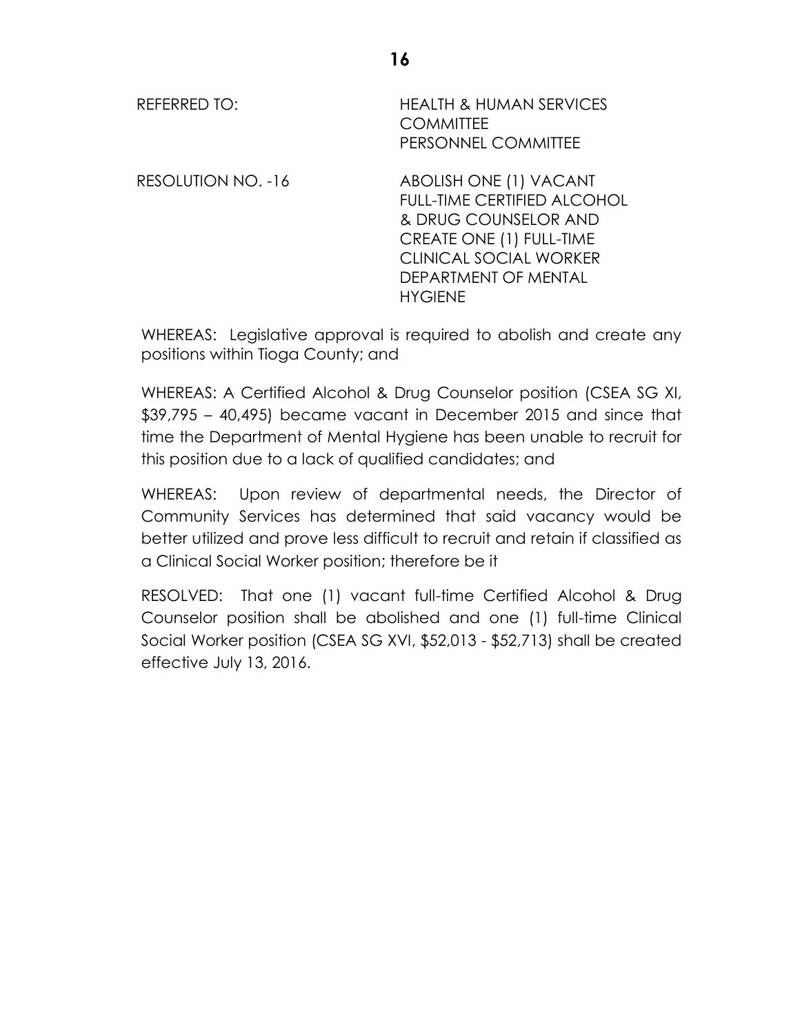REFERRED TO: HEALTH & HUMAN SERVICES COMMITTEE
PERSONNEL COMMITTEE

RESOLUTION NO. -16 ABOLISH ONE (1) VACANT FULL-TIME CERTIFIED ALCOHOL & DRUG COUNSELOR AND CREATE ONE (1) FULL-TIME CLINICAL SOCIAL WORKER DEPARTMENT OF MENTAL HYGIENE

WHEREAS: Legislative approval is required to abolish and create any positions within Tioga County; and

WHEREAS: A Certified Alcohol & Drug Counselor position (CSEA SG XI, $39,795 – 40,495) became vacant in December 2015 and since that time the Department of Mental Hygiene has been unable to recruit for this position due to a lack of qualified candidates; and

WHEREAS: Upon review of departmental needs, the Director of Community Services has determined that said vacancy would be better utilized and prove less difficult to recruit and retain if classified as a Clinical Social Worker position; therefore be it

RESOLVED: That one (1) vacant full-time Certified Alcohol & Drug Counselor position shall be abolished and one (1) full-time Clinical Social Worker position (CSEA SG XVI, $52,013 - $52,713) shall be created effective July 13, 2016.